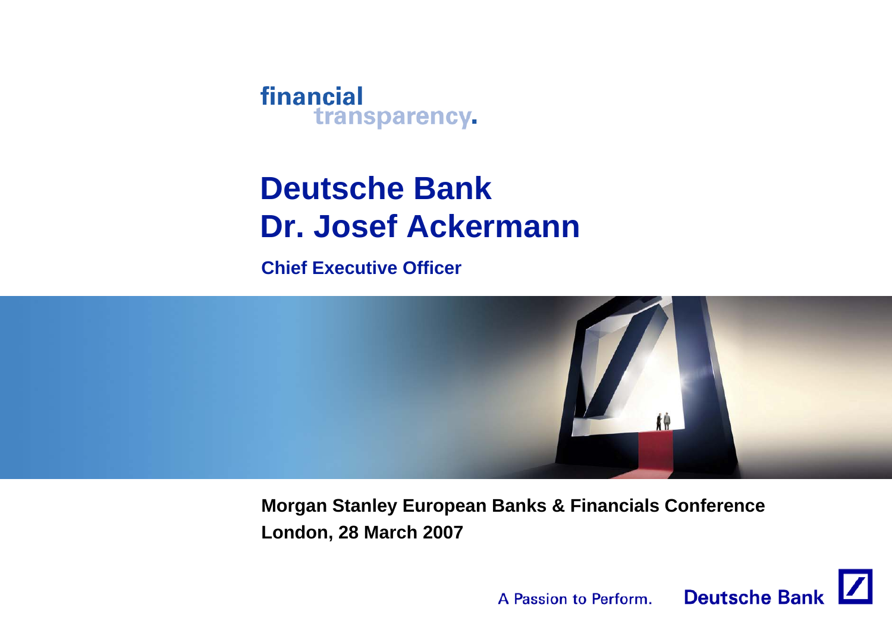financial transparency.

# Deutsche Bank
# Dr. Josef Ackermann

**Chief Executive Officer**

**Morgan Stanley European Banks & Financials Conference**

**London, 28 March 2007**

A Passion to Perform. Deutsche Bank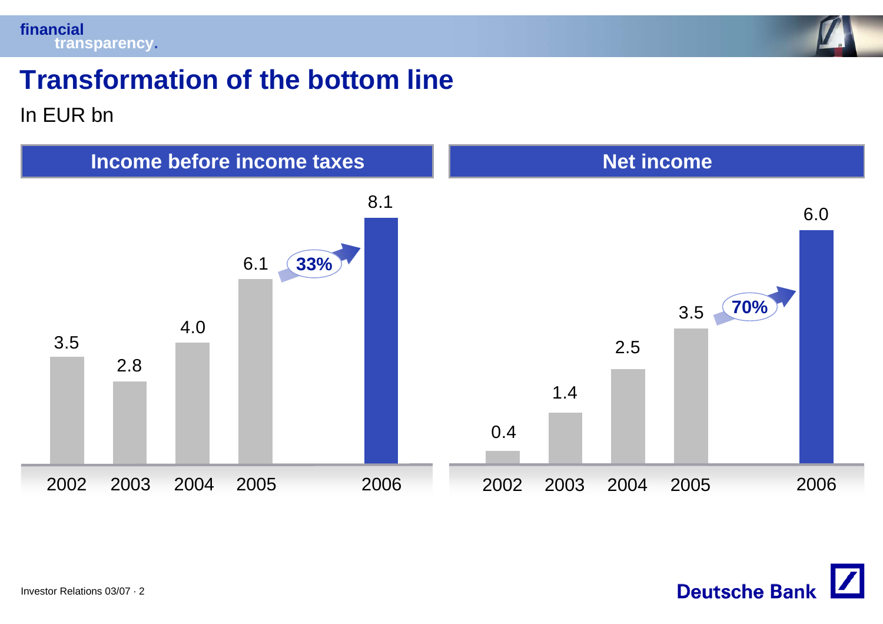# Transformation of the bottom line

In EUR bn

## Income before income taxes

| 2002 | 2003 | 2004 | 2005 | 2006 |
|---|---|---|---|---|
| 3.5 | 2.8 | 4.0 | 6.1 | 8.1 |

33%

## Net income

| 2002 | 2003 | 2004 | 2005 | 2006 |
|---|---|---|---|---|
| 0.4 | 1.4 | 2.5 | 3.5 | 6.0 |

70%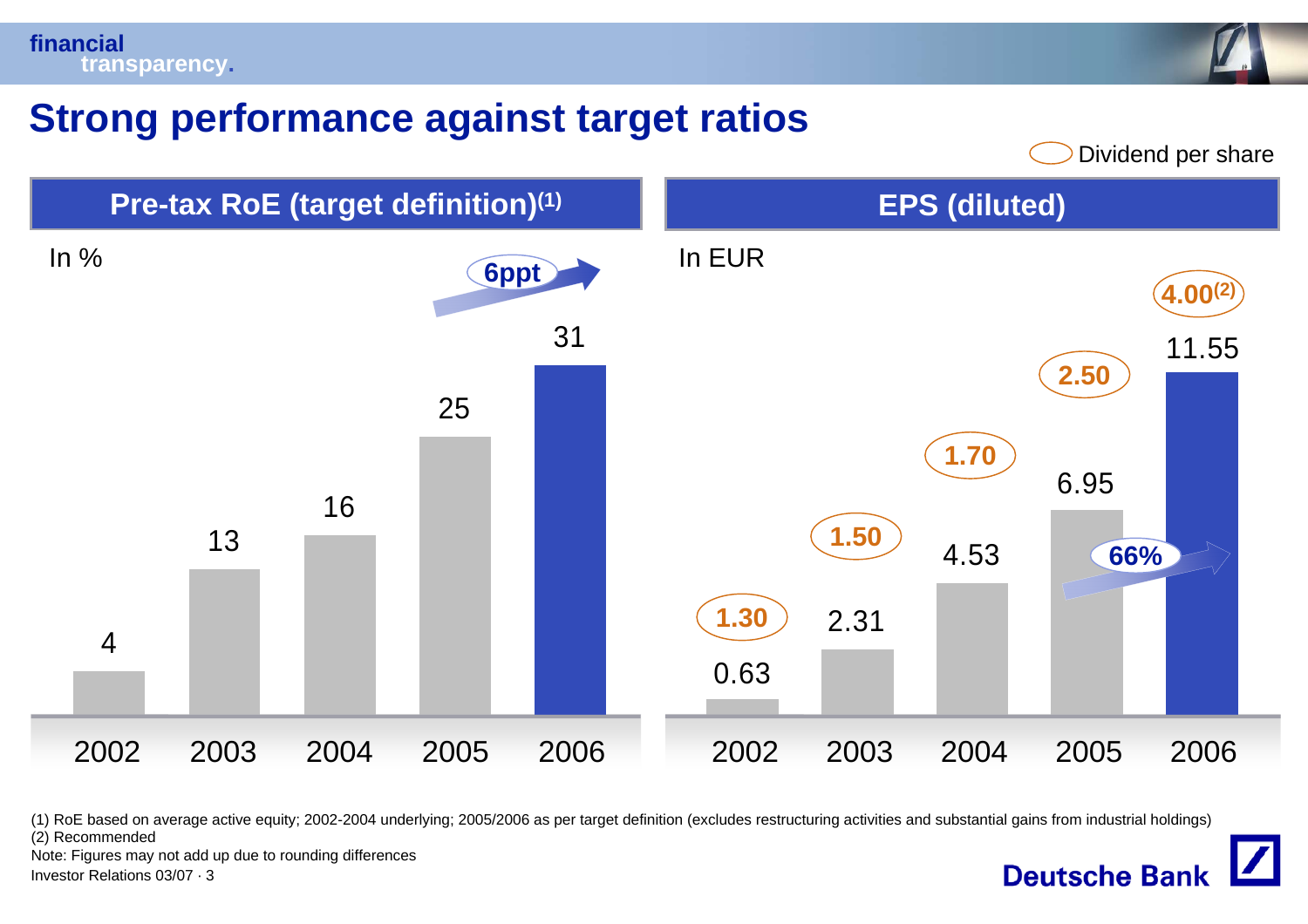# Strong performance against target ratios

Dividend per share

## Pre-tax RoE (target definition)(1)

In %

| 2002 | 2003 | 2004 | 2005 | 2006 |
|---|---|---|---|---|
| 4 | 13 | 16 | 25 | 31 |

6ppt

## EPS (diluted)

In EUR

| | 2002 | 2003 | 2004 | 2005 | 2006 |
|---|---|---|---|---|---|
| EPS (diluted) | 0.63 | 2.31 | 4.53 | 6.95 | 11.55 |
| Dividend per share | 1.30 | 1.50 | 1.70 | 2.50 | 4.00(2) |

66%

(1) RoE based on average active equity; 2002-2004 underlying; 2005/2006 as per target definition (excludes restructuring activities and substantial gains from industrial holdings)
(2) Recommended
Note: Figures may not add up due to rounding differences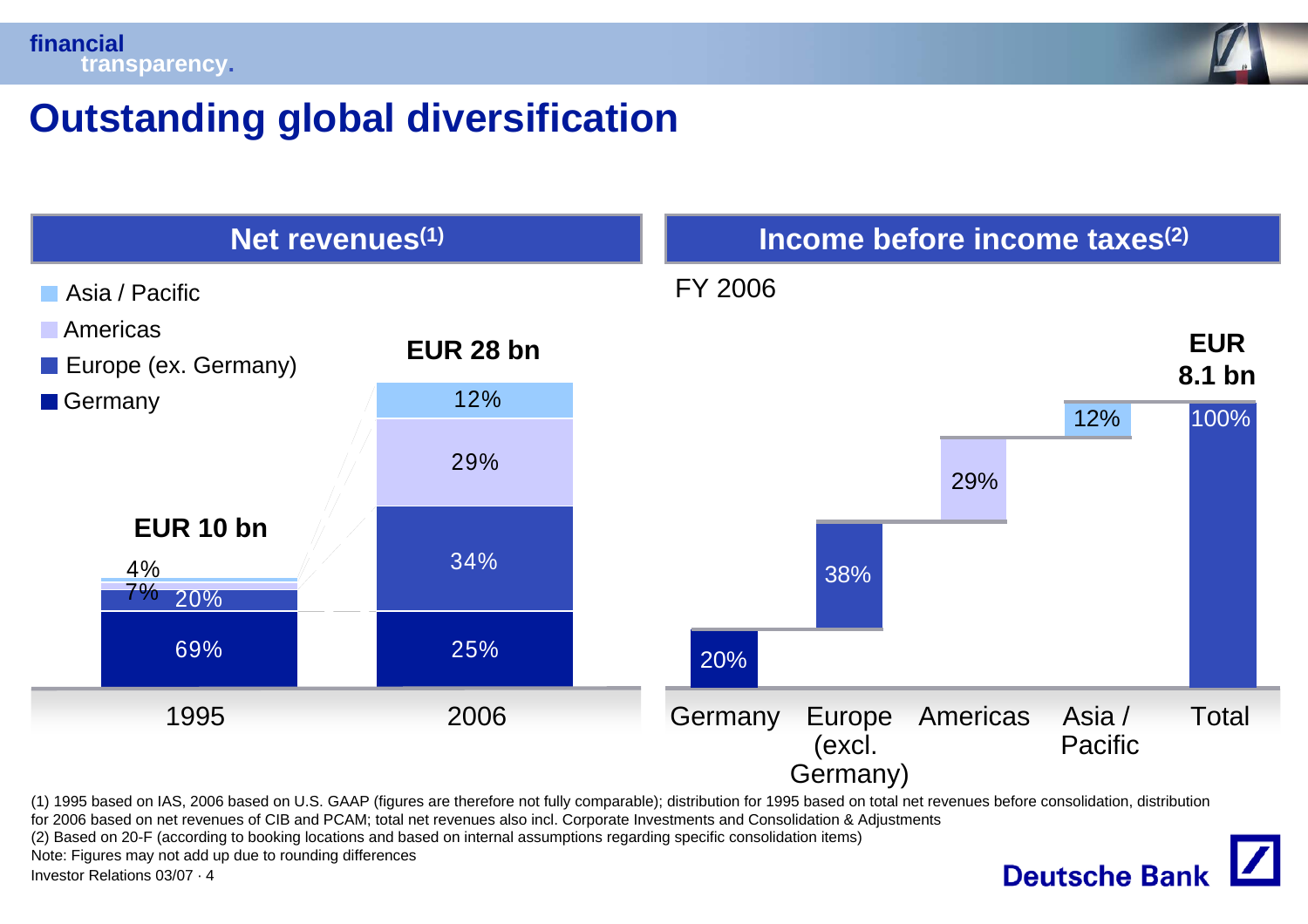# Outstanding global diversification

## Net revenues[1]

- Asia / Pacific
- Americas
- Europe (ex. Germany)
- Germany

| | 1995 | 2006 |
|---|---|---|
| Total | EUR 10 bn | EUR 28 bn |
| Asia / Pacific | 4% | 12% |
| Americas | 7% | 29% |
| Europe (ex. Germany) | 20% | 34% |
| Germany | 69% | 25% |

## Income before income taxes[2]

FY 2006

| Germany | Europe (excl. Germany) | Americas | Asia / Pacific | Total |
|---|---|---|---|---|
| 20% | 38% | 29% | 12% | 100% (EUR 8.1 bn) |

(1) 1995 based on IAS, 2006 based on U.S. GAAP (figures are therefore not fully comparable); distribution for 1995 based on total net revenues before consolidation, distribution for 2006 based on net revenues of CIB and PCAM; total net revenues also incl. Corporate Investments and Consolidation & Adjustments

(2) Based on 20-F (according to booking locations and based on internal assumptions regarding specific consolidation items)

Note: Figures may not add up due to rounding differences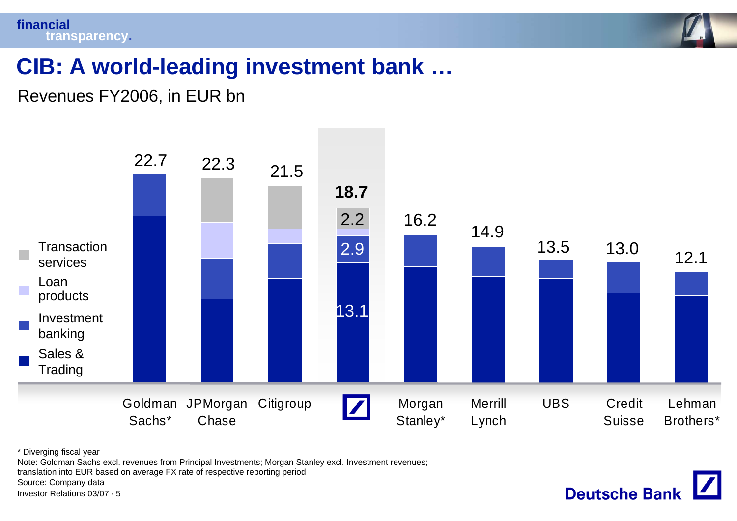# CIB: A world-leading investment bank …

Revenues FY2006, in EUR bn

| | Goldman Sachs* | JPMorgan Chase | Citigroup | Deutsche Bank | Morgan Stanley* | Merrill Lynch | UBS | Credit Suisse | Lehman Brothers* |
|---|---|---|---|---|---|---|---|---|---|
| Total | 22.7 | 22.3 | 21.5 | **18.7** | 16.2 | 14.9 | 13.5 | 13.0 | 12.1 |
| Transaction services | | | | 2.2 | | | | | |
| Loan products | | | | | | | | | |
| Investment banking | | | | 2.9 | | | | | |
| Sales & Trading | | | | 13.1 | | | | | |

\* Diverging fiscal year

Note: Goldman Sachs excl. revenues from Principal Investments; Morgan Stanley excl. Investment revenues; translation into EUR based on average FX rate of respective reporting period

Source: Company data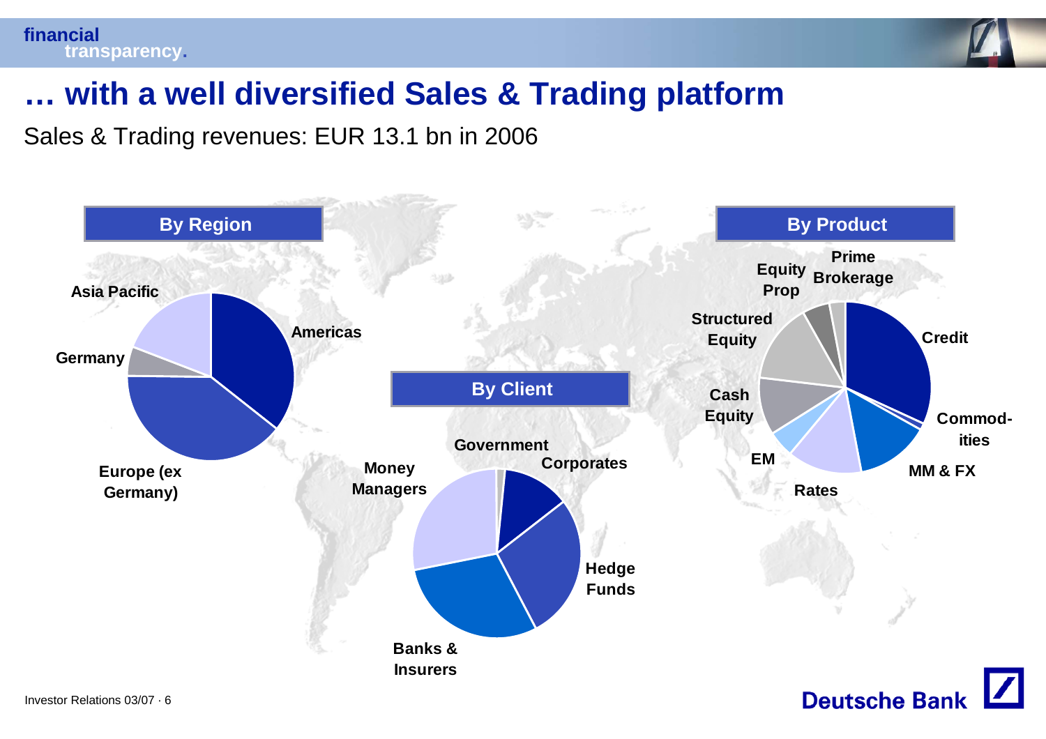# … with a well diversified Sales & Trading platform

Sales & Trading revenues: EUR 13.1 bn in 2006

**By Region**

- Americas
- Europe (ex Germany)
- Germany
- Asia Pacific

**By Client**

- Government
- Corporates
- Hedge Funds
- Banks & Insurers
- Money Managers

**By Product**

- Credit
- Commodities
- MM & FX
- Rates
- EM
- Cash Equity
- Structured Equity
- Equity Prop
- Prime Brokerage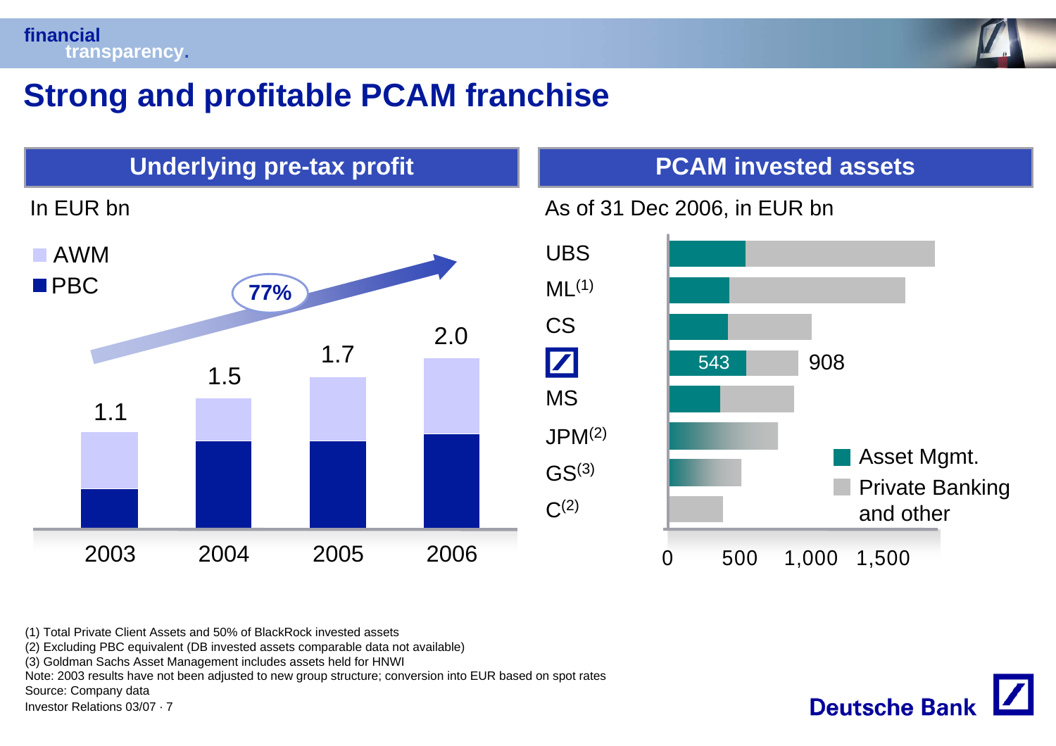# Strong and profitable PCAM franchise

## Underlying pre-tax profit

In EUR bn

AWM
PBC

77%

| | 2003 | 2004 | 2005 | 2006 |
|---|---|---|---|---|
| Total | 1.1 | 1.5 | 1.7 | 2.0 |

## PCAM invested assets

As of 31 Dec 2006, in EUR bn

UBS
ML(1)
CS
Deutsche Bank: 543 / 908
MS
JPM(2)
GS(3)
C(2)

Asset Mgmt.
Private Banking and other

0 500 1,000 1,500

(1) Total Private Client Assets and 50% of BlackRock invested assets
(2) Excluding PBC equivalent (DB invested assets comparable data not available)
(3) Goldman Sachs Asset Management includes assets held for HNWI
Note: 2003 results have not been adjusted to new group structure; conversion into EUR based on spot rates
Source: Company data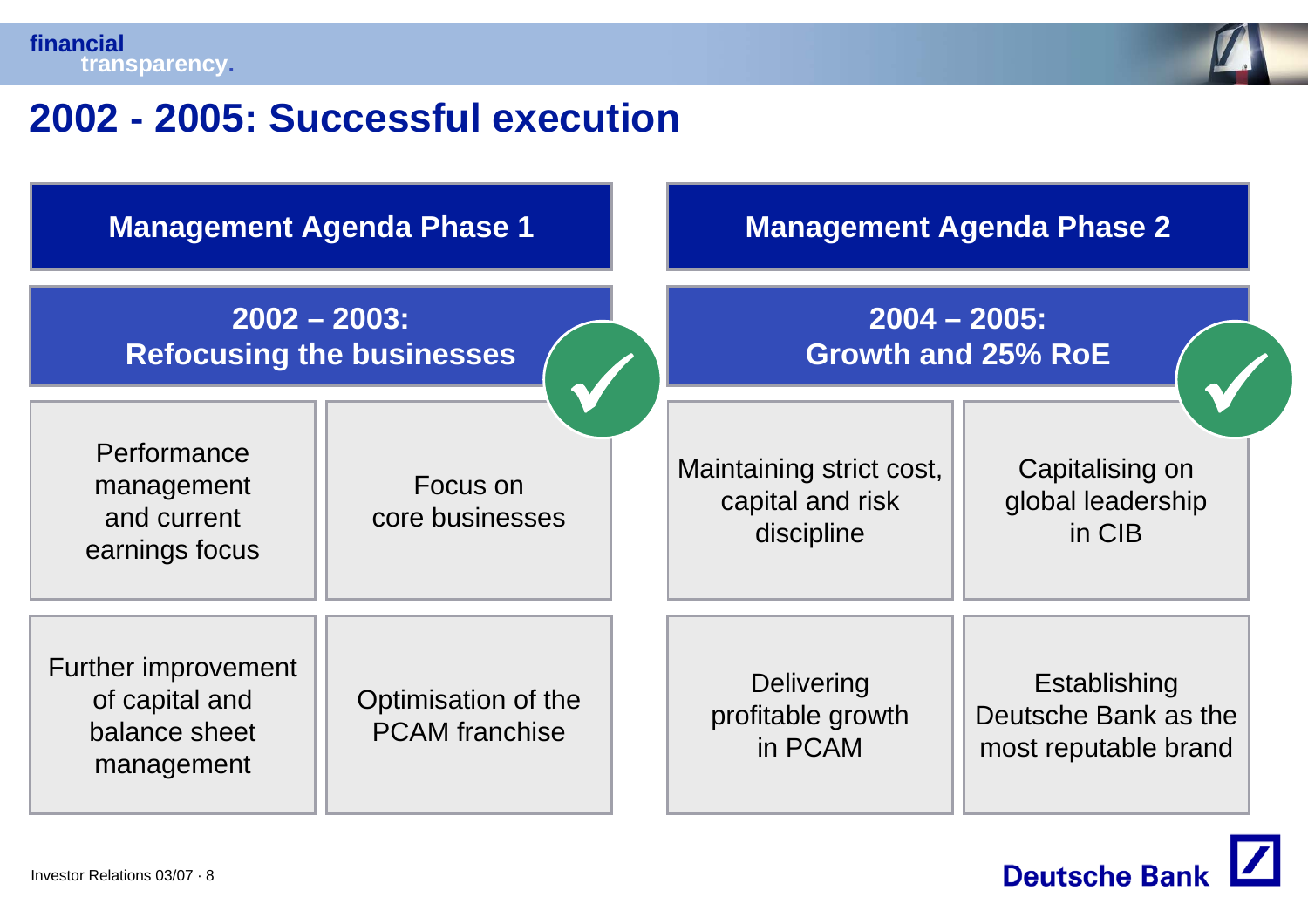# 2002 - 2005: Successful execution

## Management Agenda Phase 1

### 2002 – 2003: Refocusing the businesses ✓

- Performance management and current earnings focus
- Focus on core businesses
- Further improvement of capital and balance sheet management
- Optimisation of the PCAM franchise

## Management Agenda Phase 2

### 2004 – 2005: Growth and 25% RoE ✓

- Maintaining strict cost, capital and risk discipline
- Capitalising on global leadership in CIB
- Delivering profitable growth in PCAM
- Establishing Deutsche Bank as the most reputable brand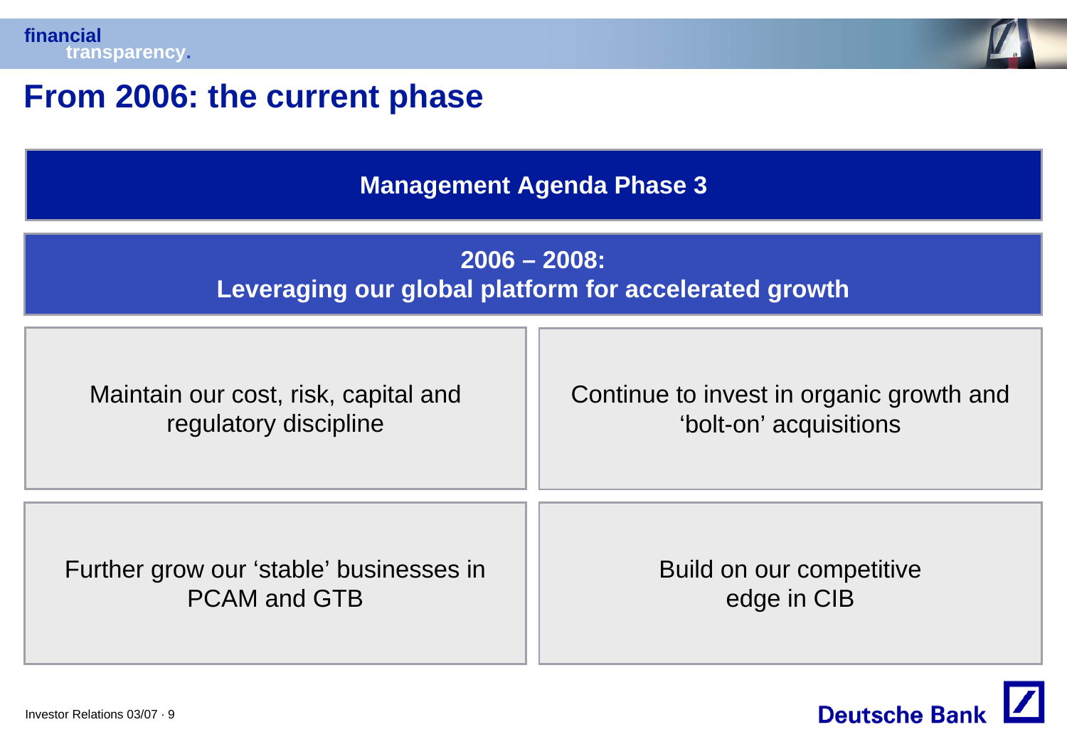# From 2006: the current phase

## Management Agenda Phase 3

### 2006 – 2008: Leveraging our global platform for accelerated growth

- Maintain our cost, risk, capital and regulatory discipline
- Continue to invest in organic growth and ‘bolt-on’ acquisitions
- Further grow our ‘stable’ businesses in PCAM and GTB
- Build on our competitive edge in CIB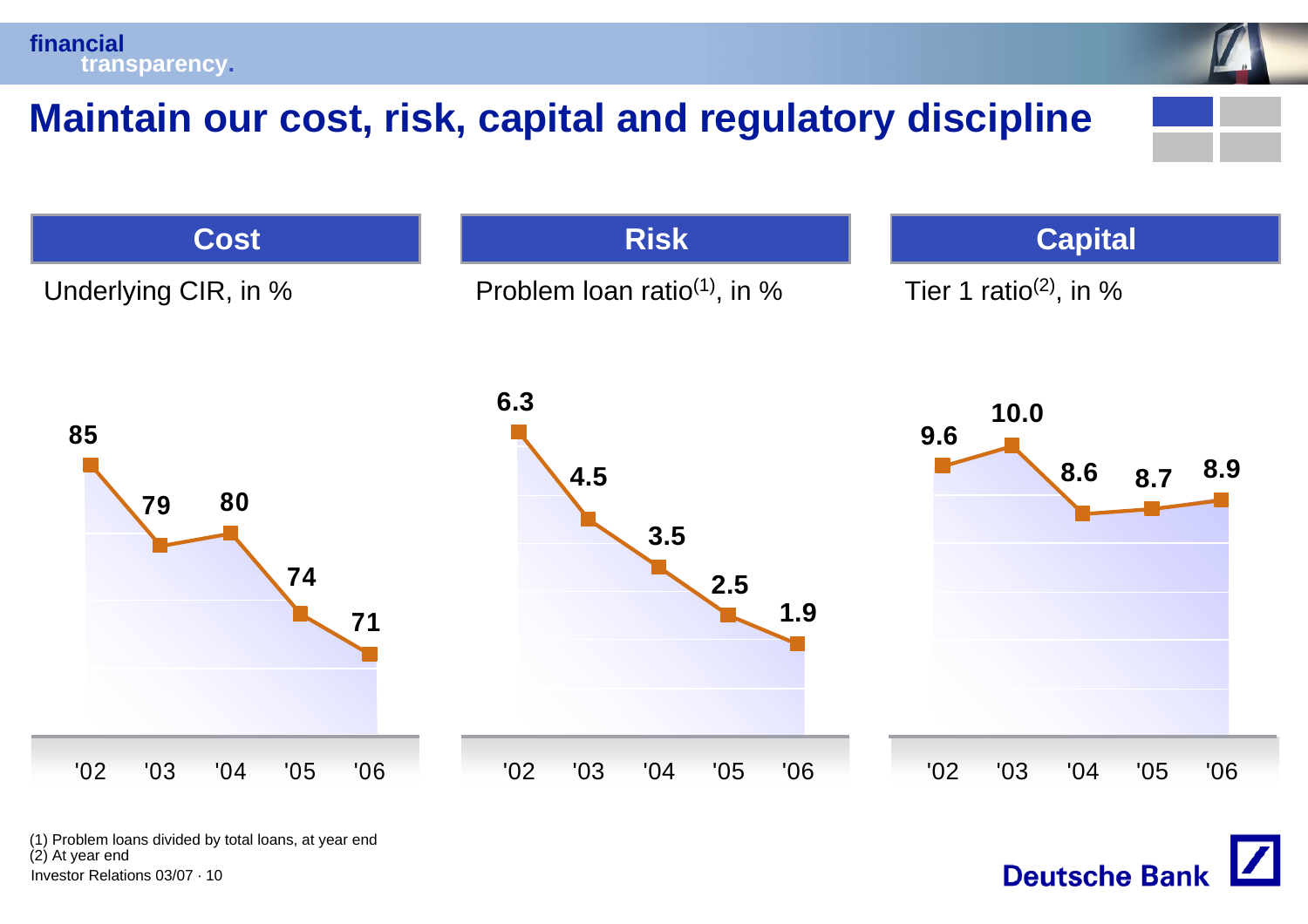# Maintain our cost, risk, capital and regulatory discipline

| Cost | | Risk | | Capital | |
|---|---|---|---|---|---|
| Underlying CIR, in % | | Problem loan ratio[1], in % | | Tier 1 ratio[2], in % | |
| '02 | 85 | '02 | 6.3 | '02 | 9.6 |
| '03 | 79 | '03 | 4.5 | '03 | 10.0 |
| '04 | 80 | '04 | 3.5 | '04 | 8.6 |
| '05 | 74 | '05 | 2.5 | '05 | 8.7 |
| '06 | 71 | '06 | 1.9 | '06 | 8.9 |

(1) Problem loans divided by total loans, at year end
(2) At year end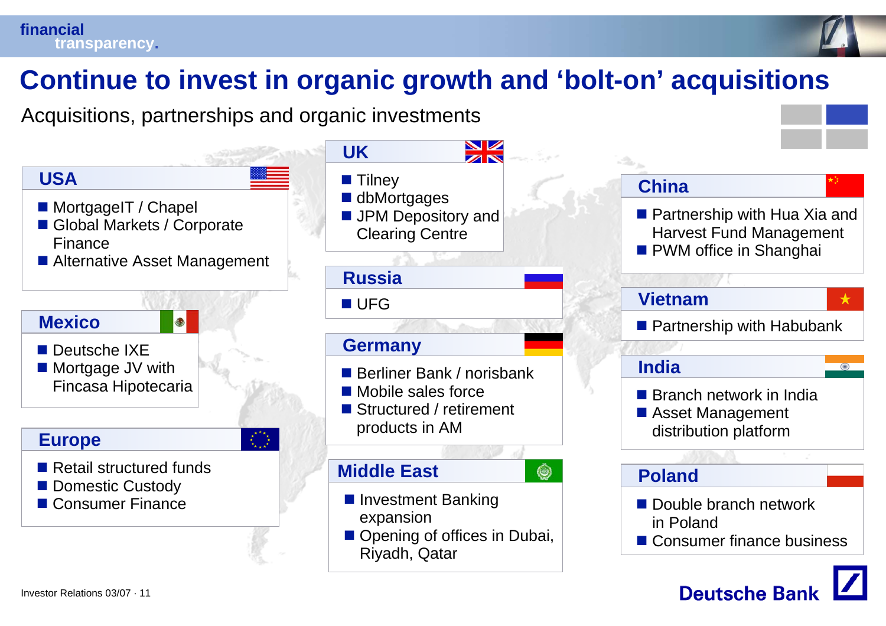# Continue to invest in organic growth and 'bolt-on' acquisitions

Acquisitions, partnerships and organic investments

## USA

- MortgageIT / Chapel
- Global Markets / Corporate Finance
- Alternative Asset Management

## Mexico

- Deutsche IXE
- Mortgage JV with Fincasa Hipotecaria

## Europe

- Retail structured funds
- Domestic Custody
- Consumer Finance

## UK

- Tilney
- dbMortgages
- JPM Depository and Clearing Centre

## Russia

- UFG

## Germany

- Berliner Bank / norisbank
- Mobile sales force
- Structured / retirement products in AM

## Middle East

- Investment Banking expansion
- Opening of offices in Dubai, Riyadh, Qatar

## China

- Partnership with Hua Xia and Harvest Fund Management
- PWM office in Shanghai

## Vietnam

- Partnership with Habubank

## India

- Branch network in India
- Asset Management distribution platform

## Poland

- Double branch network in Poland
- Consumer finance business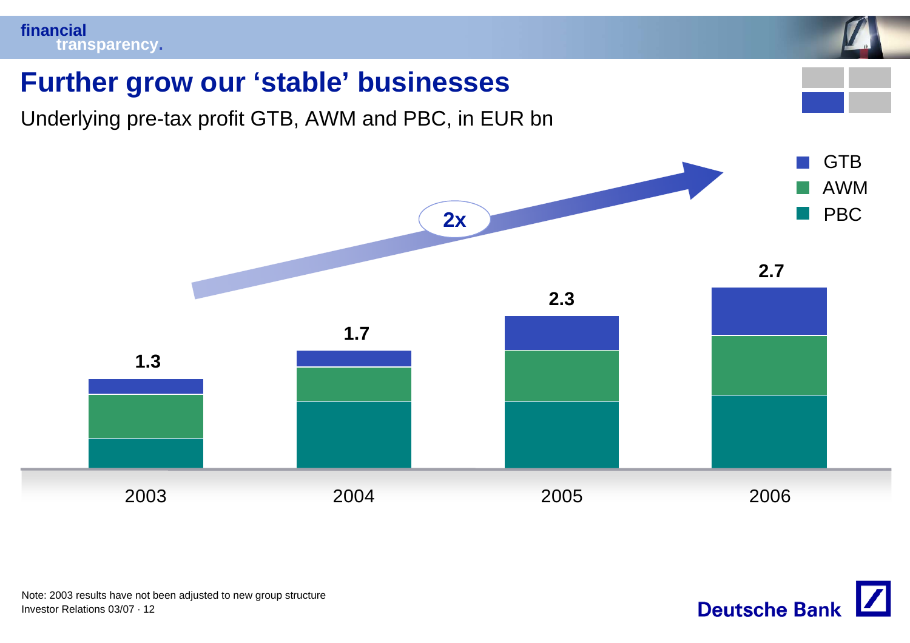# Further grow our 'stable' businesses

Underlying pre-tax profit GTB, AWM and PBC, in EUR bn

| | 2003 | 2004 | 2005 | 2006 |
|---|---|---|---|---|
| Total (GTB, AWM, PBC) | 1.3 | 1.7 | 2.3 | 2.7 |

2x

Note: 2003 results have not been adjusted to new group structure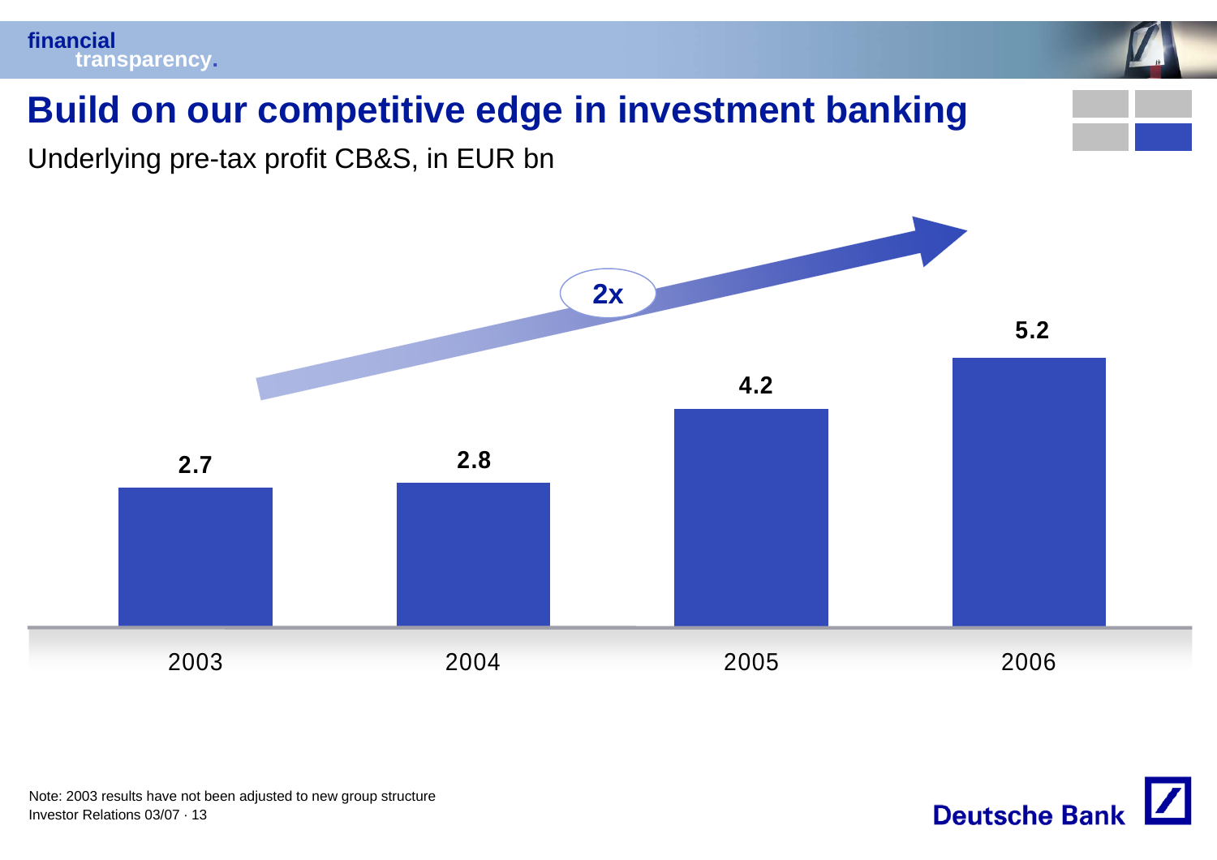# Build on our competitive edge in investment banking

Underlying pre-tax profit CB&S, in EUR bn

| 2003 | 2004 | 2005 | 2006 |
|---|---|---|---|
| 2.7 | 2.8 | 4.2 | 5.2 |

2x

Note: 2003 results have not been adjusted to new group structure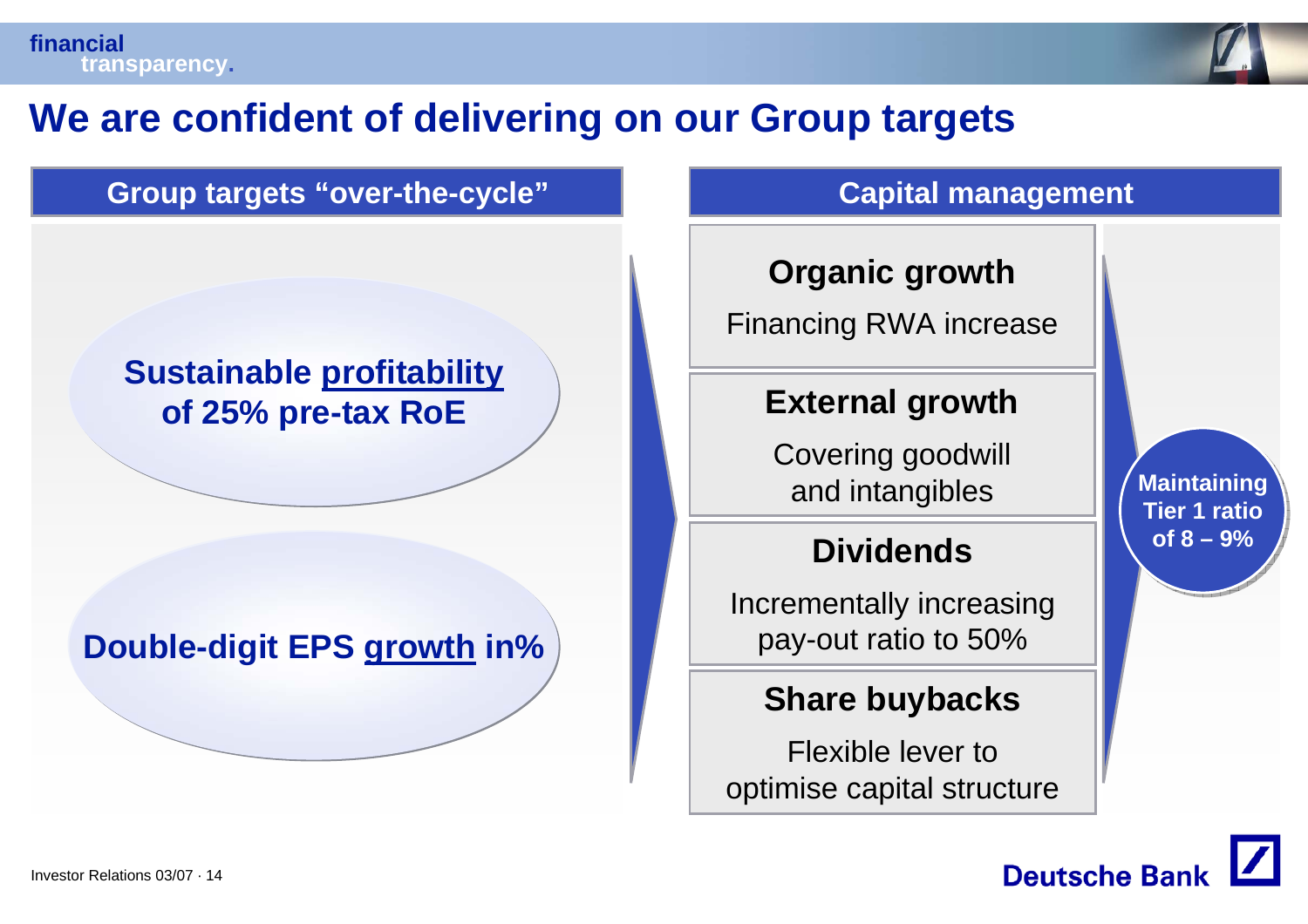# We are confident of delivering on our Group targets

## Group targets "over-the-cycle"

**Sustainable profitability of 25% pre-tax RoE**

**Double-digit EPS growth in%**

## Capital management

**Organic growth**

Financing RWA increase

**External growth**

Covering goodwill and intangibles

**Dividends**

Incrementally increasing pay-out ratio to 50%

**Share buybacks**

Flexible lever to optimise capital structure

**Maintaining Tier 1 ratio of 8 – 9%**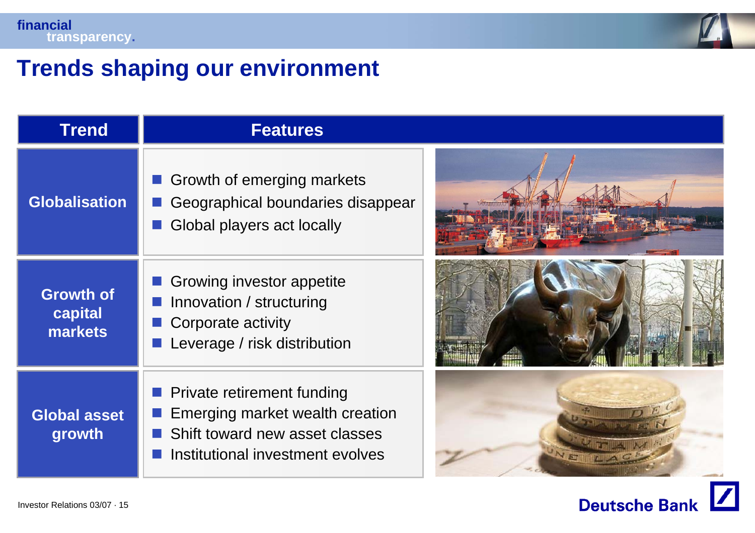# Trends shaping our environment

| Trend | Features |
| --- | --- |
| Globalisation | ■ Growth of emerging markets<br>■ Geographical boundaries disappear<br>■ Global players act locally |
| Growth of capital markets | ■ Growing investor appetite<br>■ Innovation / structuring<br>■ Corporate activity<br>■ Leverage / risk distribution |
| Global asset growth | ■ Private retirement funding<br>■ Emerging market wealth creation<br>■ Shift toward new asset classes<br>■ Institutional investment evolves |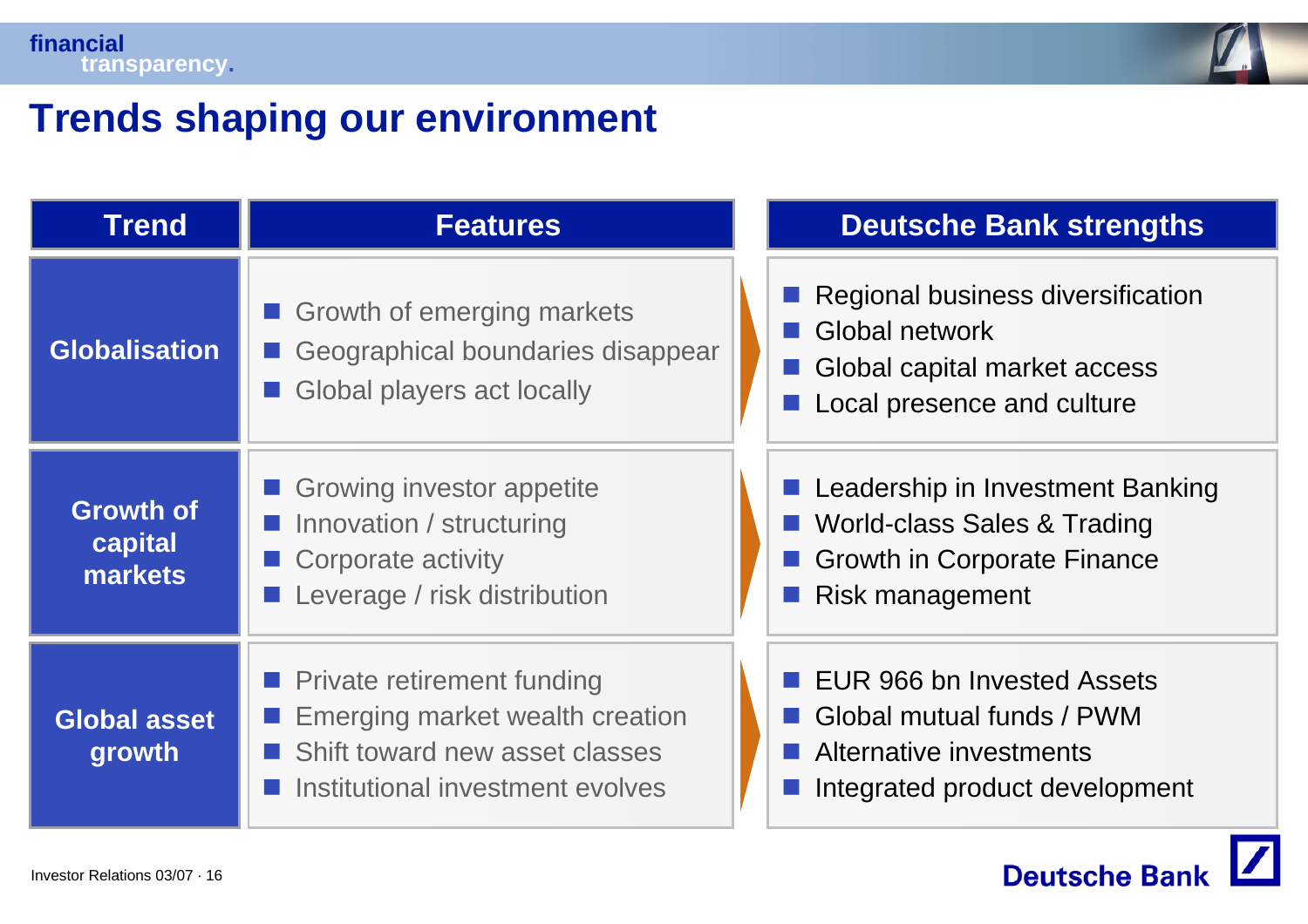# Trends shaping our environment

| Trend | Features | Deutsche Bank strengths |
| --- | --- | --- |
| **Globalisation** | ■ Growth of emerging markets<br>■ Geographical boundaries disappear<br>■ Global players act locally | ■ Regional business diversification<br>■ Global network<br>■ Global capital market access<br>■ Local presence and culture |
| **Growth of capital markets** | ■ Growing investor appetite<br>■ Innovation / structuring<br>■ Corporate activity<br>■ Leverage / risk distribution | ■ Leadership in Investment Banking<br>■ World-class Sales & Trading<br>■ Growth in Corporate Finance<br>■ Risk management |
| **Global asset growth** | ■ Private retirement funding<br>■ Emerging market wealth creation<br>■ Shift toward new asset classes<br>■ Institutional investment evolves | ■ EUR 966 bn Invested Assets<br>■ Global mutual funds / PWM<br>■ Alternative investments<br>■ Integrated product development |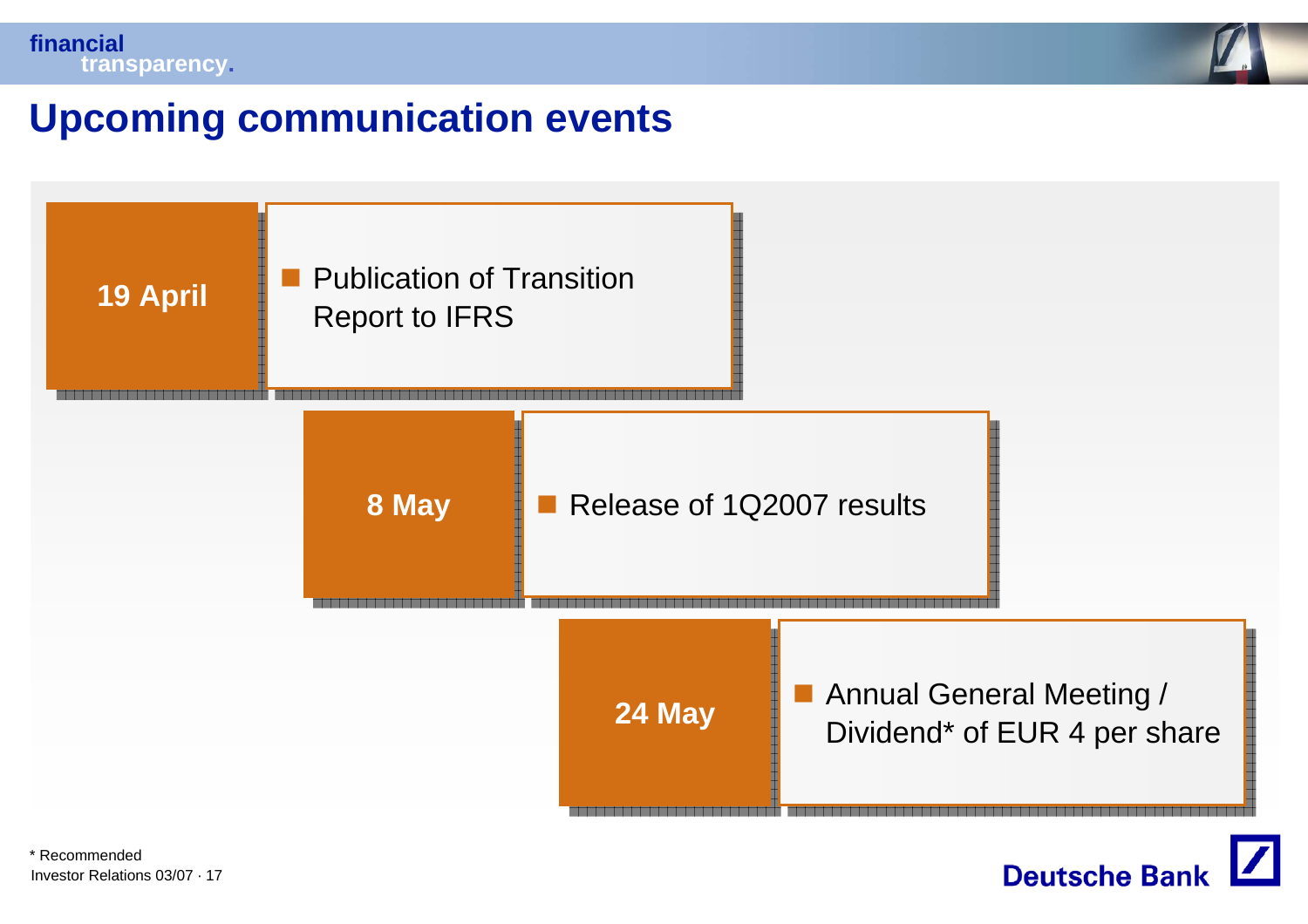# Upcoming communication events

**19 April**

- Publication of Transition Report to IFRS

**8 May**

- Release of 1Q2007 results

**24 May**

- Annual General Meeting / Dividend* of EUR 4 per share

* Recommended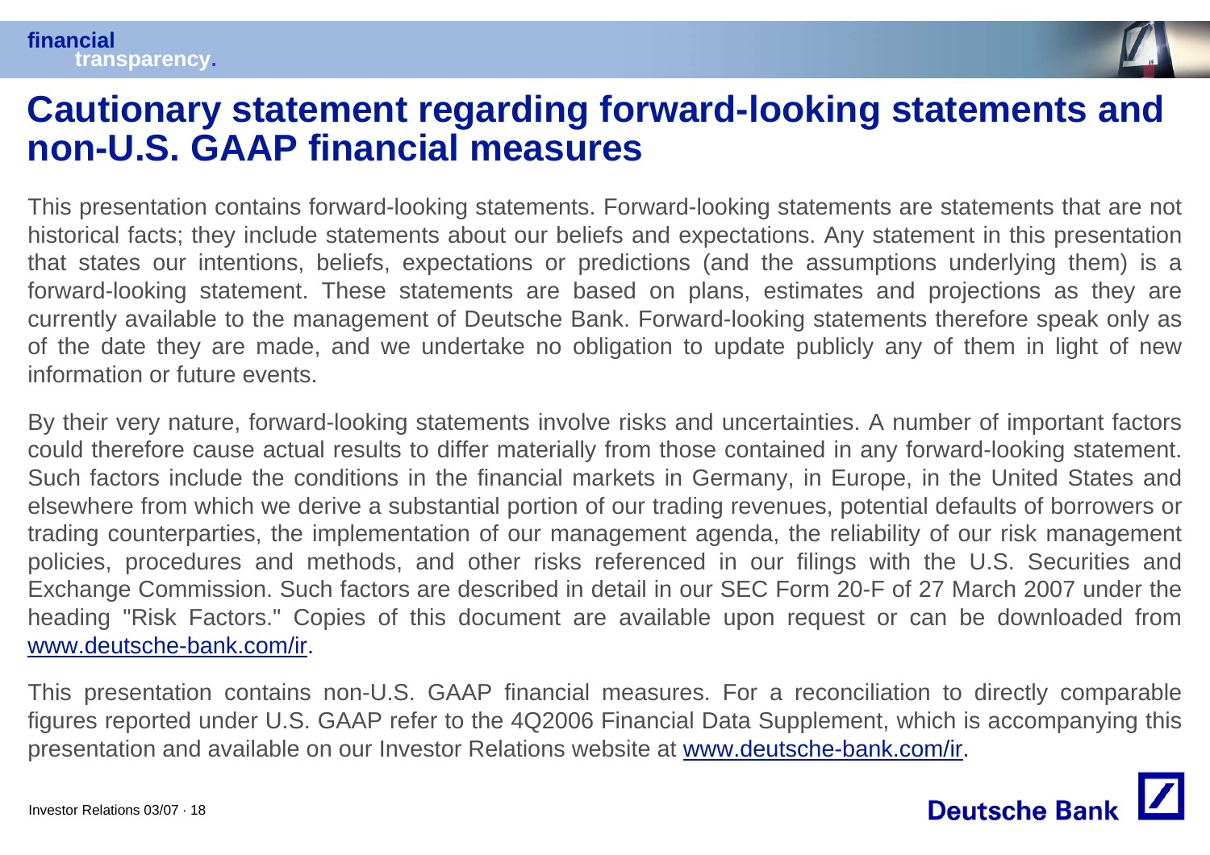# Cautionary statement regarding forward-looking statements and non-U.S. GAAP financial measures

This presentation contains forward-looking statements. Forward-looking statements are statements that are not historical facts; they include statements about our beliefs and expectations. Any statement in this presentation that states our intentions, beliefs, expectations or predictions (and the assumptions underlying them) is a forward-looking statement. These statements are based on plans, estimates and projections as they are currently available to the management of Deutsche Bank. Forward-looking statements therefore speak only as of the date they are made, and we undertake no obligation to update publicly any of them in light of new information or future events.

By their very nature, forward-looking statements involve risks and uncertainties. A number of important factors could therefore cause actual results to differ materially from those contained in any forward-looking statement. Such factors include the conditions in the financial markets in Germany, in Europe, in the United States and elsewhere from which we derive a substantial portion of our trading revenues, potential defaults of borrowers or trading counterparties, the implementation of our management agenda, the reliability of our risk management policies, procedures and methods, and other risks referenced in our filings with the U.S. Securities and Exchange Commission. Such factors are described in detail in our SEC Form 20-F of 27 March 2007 under the heading "Risk Factors." Copies of this document are available upon request or can be downloaded from www.deutsche-bank.com/ir.

This presentation contains non-U.S. GAAP financial measures. For a reconciliation to directly comparable figures reported under U.S. GAAP refer to the 4Q2006 Financial Data Supplement, which is accompanying this presentation and available on our Investor Relations website at www.deutsche-bank.com/ir.